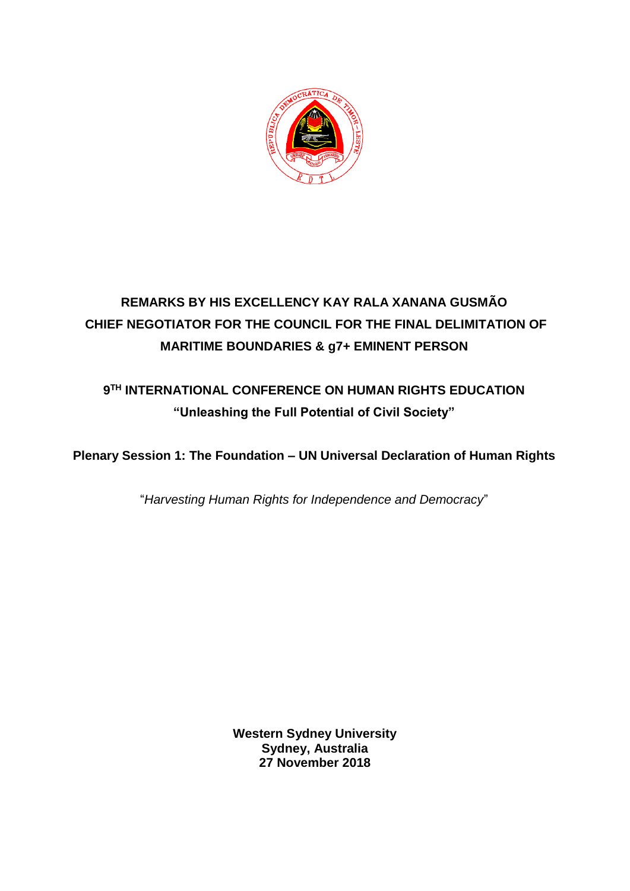**REMARKS BY HIS EXCELLENCY KAY RALA XANANA GUSMÃO**
**CHIEF NEGOTIATOR FOR THE COUNCIL FOR THE FINAL DELIMITATION OF MARITIME BOUNDARIES & g7+ EMINENT PERSON**

**9TH INTERNATIONAL CONFERENCE ON HUMAN RIGHTS EDUCATION**
**"Unleashing the Full Potential of Civil Society"**

**Plenary Session 1: The Foundation – UN Universal Declaration of Human Rights**

"*Harvesting Human Rights for Independence and Democracy*"

**Western Sydney University**
**Sydney, Australia**
**27 November 2018**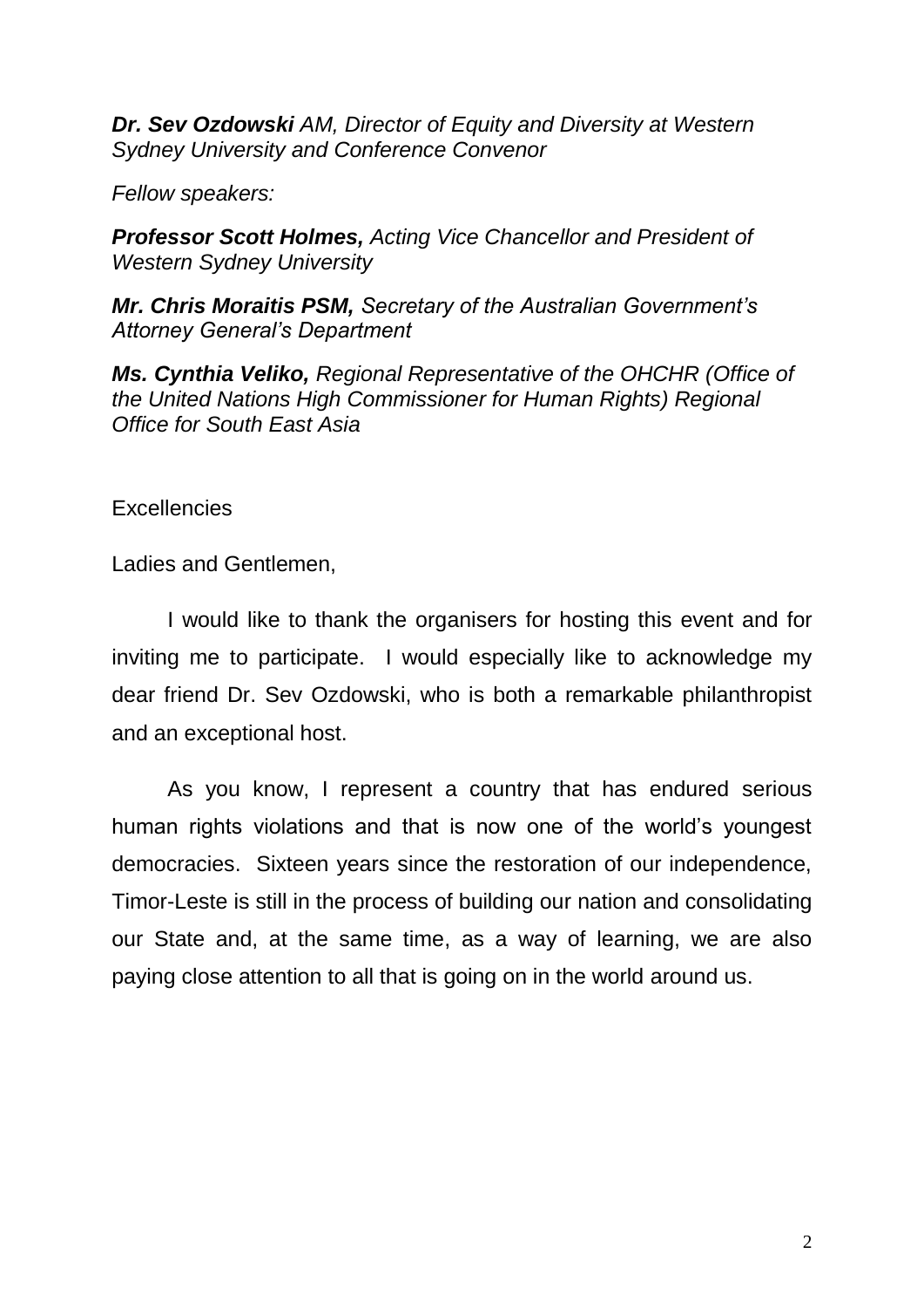***Dr. Sev Ozdowski** AM, Director of Equity and Diversity at Western Sydney University and Conference Convenor*

*Fellow speakers:*

***Professor Scott Holmes,** Acting Vice Chancellor and President of Western Sydney University*

***Mr. Chris Moraitis PSM,** Secretary of the Australian Government's Attorney General's Department*

***Ms. Cynthia Veliko,** Regional Representative of the OHCHR (Office of the United Nations High Commissioner for Human Rights) Regional Office for South East Asia*

Excellencies

Ladies and Gentlemen,

I would like to thank the organisers for hosting this event and for inviting me to participate. I would especially like to acknowledge my dear friend Dr. Sev Ozdowski, who is both a remarkable philanthropist and an exceptional host.

As you know, I represent a country that has endured serious human rights violations and that is now one of the world's youngest democracies. Sixteen years since the restoration of our independence, Timor-Leste is still in the process of building our nation and consolidating our State and, at the same time, as a way of learning, we are also paying close attention to all that is going on in the world around us.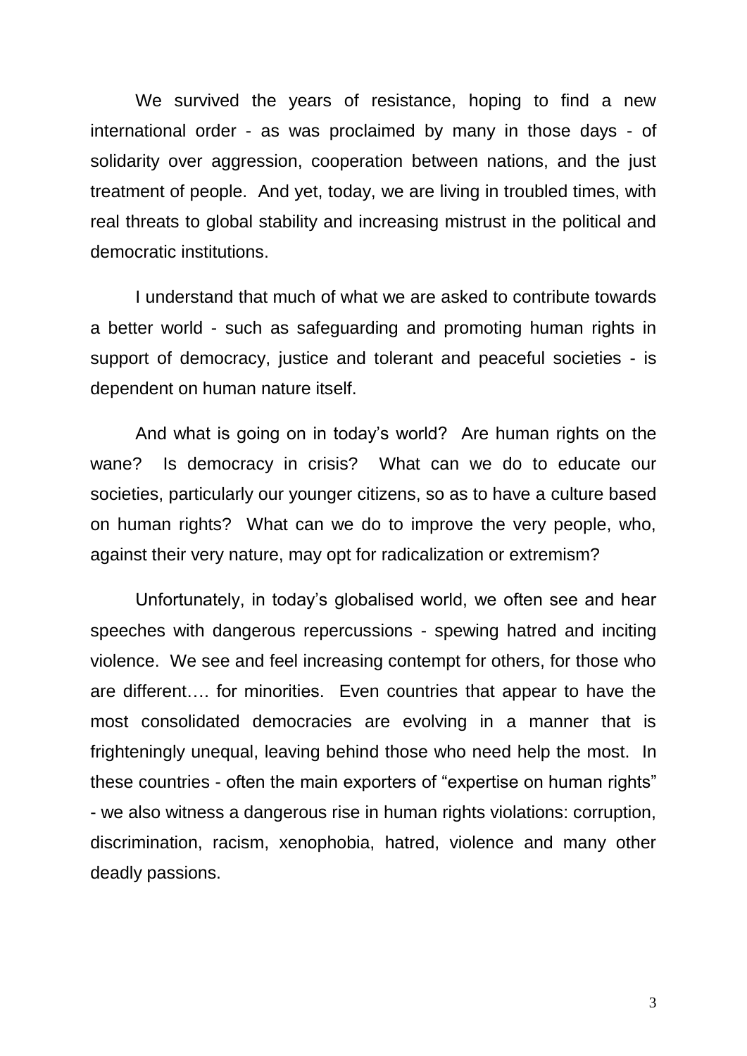We survived the years of resistance, hoping to find a new international order - as was proclaimed by many in those days - of solidarity over aggression, cooperation between nations, and the just treatment of people. And yet, today, we are living in troubled times, with real threats to global stability and increasing mistrust in the political and democratic institutions.

I understand that much of what we are asked to contribute towards a better world - such as safeguarding and promoting human rights in support of democracy, justice and tolerant and peaceful societies - is dependent on human nature itself.

And what is going on in today's world? Are human rights on the wane? Is democracy in crisis? What can we do to educate our societies, particularly our younger citizens, so as to have a culture based on human rights? What can we do to improve the very people, who, against their very nature, may opt for radicalization or extremism?

Unfortunately, in today's globalised world, we often see and hear speeches with dangerous repercussions - spewing hatred and inciting violence. We see and feel increasing contempt for others, for those who are different…. for minorities. Even countries that appear to have the most consolidated democracies are evolving in a manner that is frighteningly unequal, leaving behind those who need help the most. In these countries - often the main exporters of "expertise on human rights" - we also witness a dangerous rise in human rights violations: corruption, discrimination, racism, xenophobia, hatred, violence and many other deadly passions.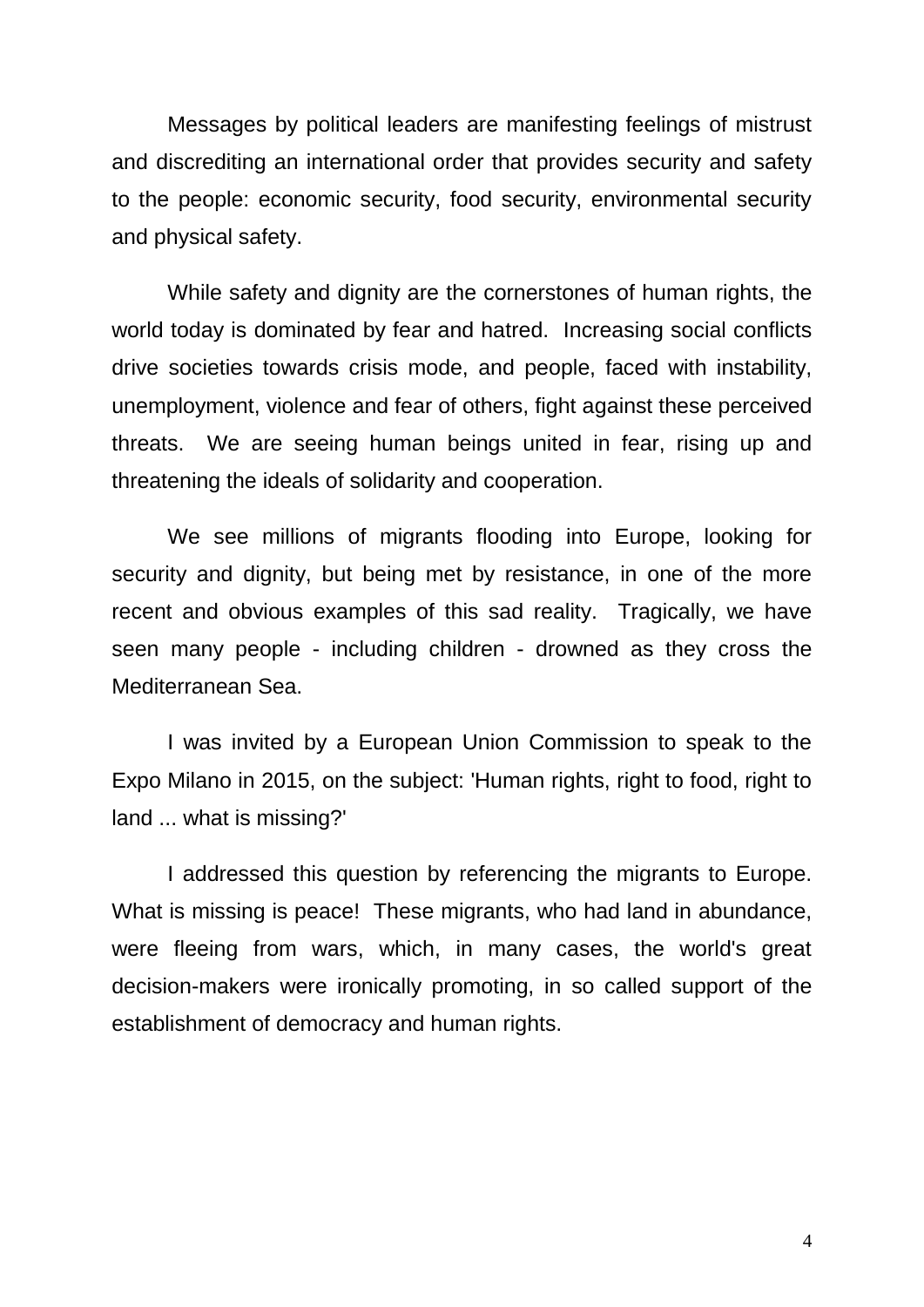Messages by political leaders are manifesting feelings of mistrust and discrediting an international order that provides security and safety to the people: economic security, food security, environmental security and physical safety.

While safety and dignity are the cornerstones of human rights, the world today is dominated by fear and hatred. Increasing social conflicts drive societies towards crisis mode, and people, faced with instability, unemployment, violence and fear of others, fight against these perceived threats. We are seeing human beings united in fear, rising up and threatening the ideals of solidarity and cooperation.

We see millions of migrants flooding into Europe, looking for security and dignity, but being met by resistance, in one of the more recent and obvious examples of this sad reality. Tragically, we have seen many people - including children - drowned as they cross the Mediterranean Sea.

I was invited by a European Union Commission to speak to the Expo Milano in 2015, on the subject: 'Human rights, right to food, right to land ... what is missing?'

I addressed this question by referencing the migrants to Europe. What is missing is peace! These migrants, who had land in abundance, were fleeing from wars, which, in many cases, the world's great decision-makers were ironically promoting, in so called support of the establishment of democracy and human rights.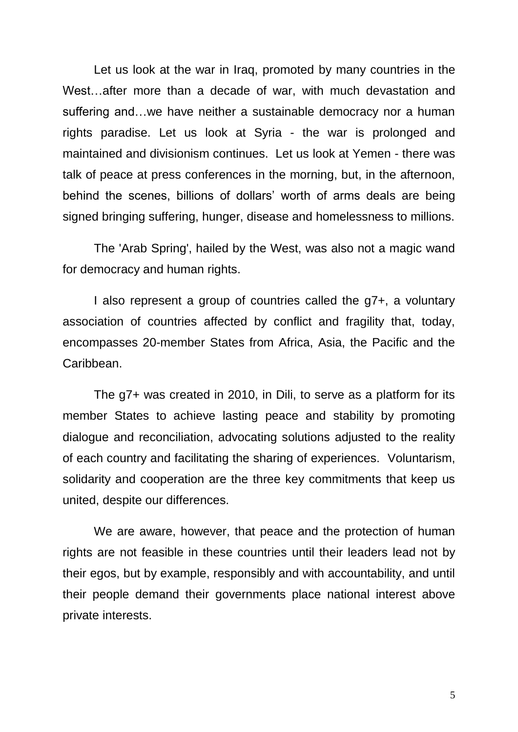Let us look at the war in Iraq, promoted by many countries in the West…after more than a decade of war, with much devastation and suffering and…we have neither a sustainable democracy nor a human rights paradise. Let us look at Syria - the war is prolonged and maintained and divisionism continues. Let us look at Yemen - there was talk of peace at press conferences in the morning, but, in the afternoon, behind the scenes, billions of dollars' worth of arms deals are being signed bringing suffering, hunger, disease and homelessness to millions.

The 'Arab Spring', hailed by the West, was also not a magic wand for democracy and human rights.

I also represent a group of countries called the g7+, a voluntary association of countries affected by conflict and fragility that, today, encompasses 20-member States from Africa, Asia, the Pacific and the Caribbean.

The g7+ was created in 2010, in Dili, to serve as a platform for its member States to achieve lasting peace and stability by promoting dialogue and reconciliation, advocating solutions adjusted to the reality of each country and facilitating the sharing of experiences. Voluntarism, solidarity and cooperation are the three key commitments that keep us united, despite our differences.

We are aware, however, that peace and the protection of human rights are not feasible in these countries until their leaders lead not by their egos, but by example, responsibly and with accountability, and until their people demand their governments place national interest above private interests.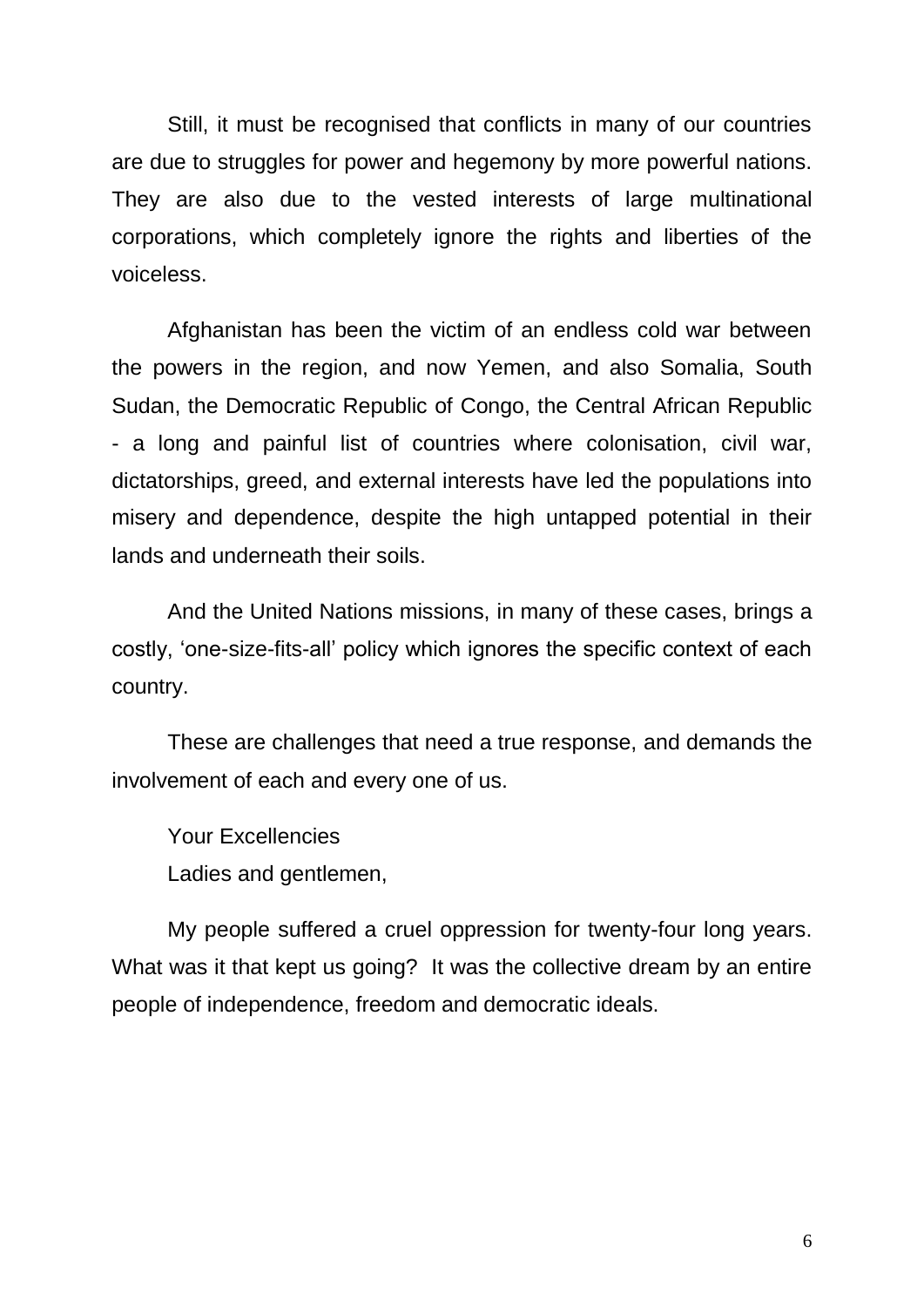Still, it must be recognised that conflicts in many of our countries are due to struggles for power and hegemony by more powerful nations. They are also due to the vested interests of large multinational corporations, which completely ignore the rights and liberties of the voiceless.

Afghanistan has been the victim of an endless cold war between the powers in the region, and now Yemen, and also Somalia, South Sudan, the Democratic Republic of Congo, the Central African Republic - a long and painful list of countries where colonisation, civil war, dictatorships, greed, and external interests have led the populations into misery and dependence, despite the high untapped potential in their lands and underneath their soils.

And the United Nations missions, in many of these cases, brings a costly, 'one-size-fits-all' policy which ignores the specific context of each country.

These are challenges that need a true response, and demands the involvement of each and every one of us.

Your Excellencies
Ladies and gentlemen,

My people suffered a cruel oppression for twenty-four long years. What was it that kept us going? It was the collective dream by an entire people of independence, freedom and democratic ideals.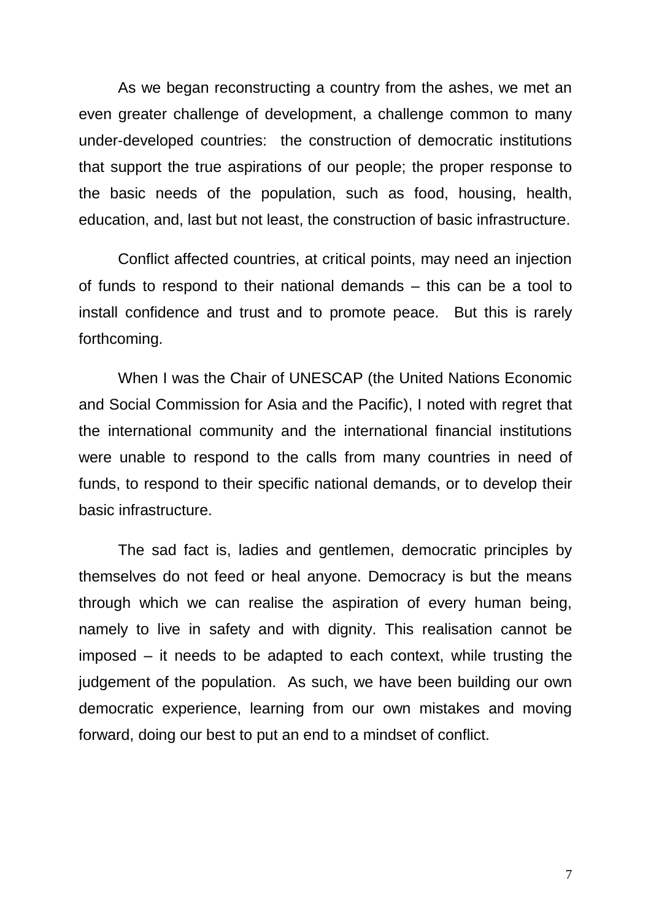As we began reconstructing a country from the ashes, we met an even greater challenge of development, a challenge common to many under-developed countries: the construction of democratic institutions that support the true aspirations of our people; the proper response to the basic needs of the population, such as food, housing, health, education, and, last but not least, the construction of basic infrastructure.

Conflict affected countries, at critical points, may need an injection of funds to respond to their national demands – this can be a tool to install confidence and trust and to promote peace. But this is rarely forthcoming.

When I was the Chair of UNESCAP (the United Nations Economic and Social Commission for Asia and the Pacific), I noted with regret that the international community and the international financial institutions were unable to respond to the calls from many countries in need of funds, to respond to their specific national demands, or to develop their basic infrastructure.

The sad fact is, ladies and gentlemen, democratic principles by themselves do not feed or heal anyone. Democracy is but the means through which we can realise the aspiration of every human being, namely to live in safety and with dignity. This realisation cannot be imposed – it needs to be adapted to each context, while trusting the judgement of the population. As such, we have been building our own democratic experience, learning from our own mistakes and moving forward, doing our best to put an end to a mindset of conflict.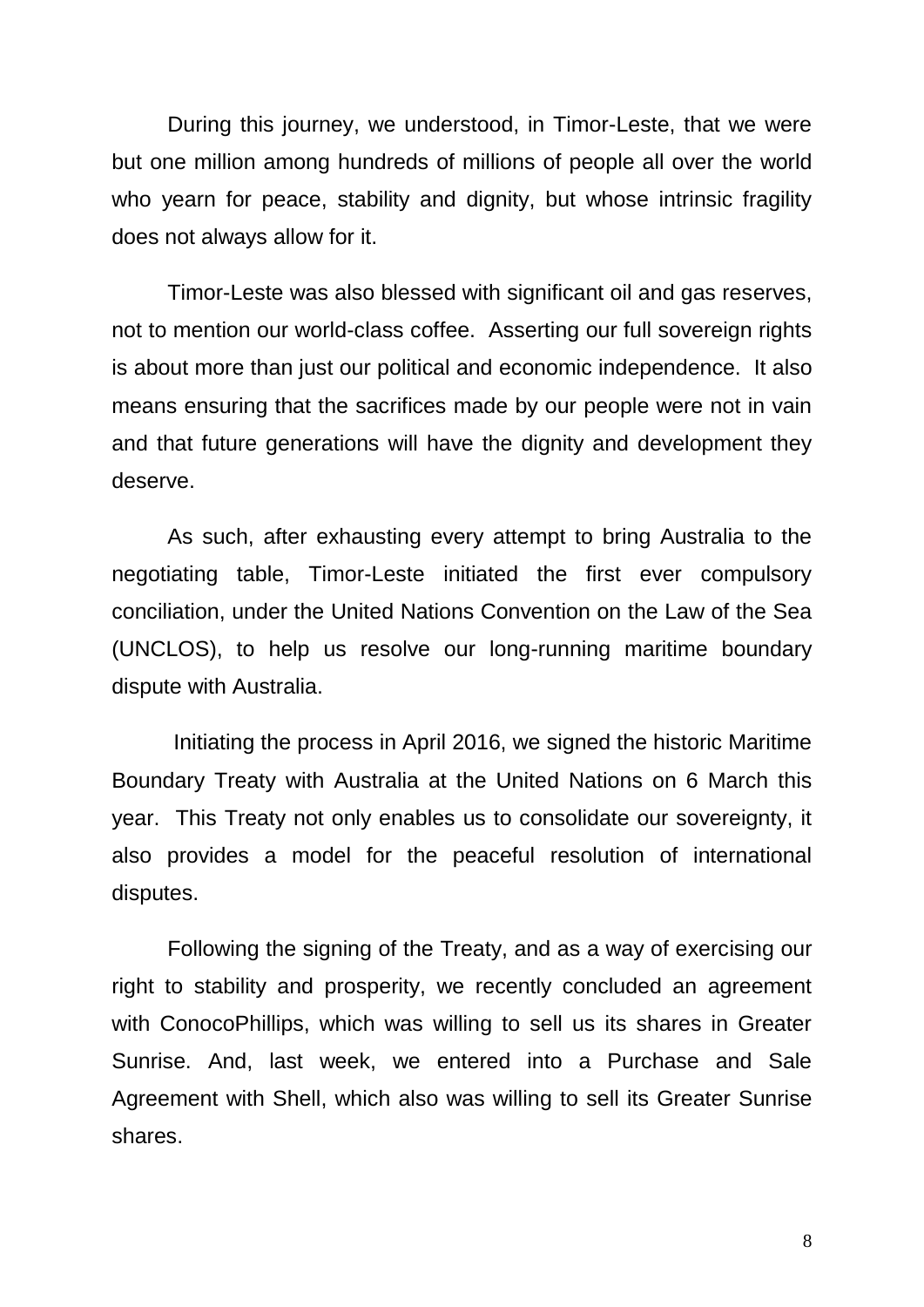During this journey, we understood, in Timor-Leste, that we were but one million among hundreds of millions of people all over the world who yearn for peace, stability and dignity, but whose intrinsic fragility does not always allow for it.

Timor-Leste was also blessed with significant oil and gas reserves, not to mention our world-class coffee. Asserting our full sovereign rights is about more than just our political and economic independence. It also means ensuring that the sacrifices made by our people were not in vain and that future generations will have the dignity and development they deserve.

As such, after exhausting every attempt to bring Australia to the negotiating table, Timor-Leste initiated the first ever compulsory conciliation, under the United Nations Convention on the Law of the Sea (UNCLOS), to help us resolve our long-running maritime boundary dispute with Australia.

Initiating the process in April 2016, we signed the historic Maritime Boundary Treaty with Australia at the United Nations on 6 March this year. This Treaty not only enables us to consolidate our sovereignty, it also provides a model for the peaceful resolution of international disputes.

Following the signing of the Treaty, and as a way of exercising our right to stability and prosperity, we recently concluded an agreement with ConocoPhillips, which was willing to sell us its shares in Greater Sunrise. And, last week, we entered into a Purchase and Sale Agreement with Shell, which also was willing to sell its Greater Sunrise shares.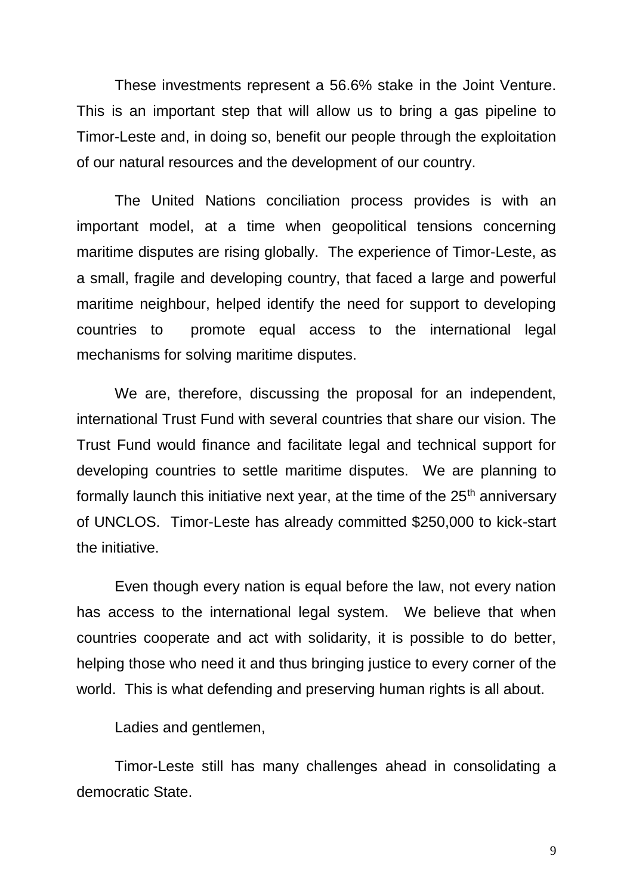These investments represent a 56.6% stake in the Joint Venture. This is an important step that will allow us to bring a gas pipeline to Timor-Leste and, in doing so, benefit our people through the exploitation of our natural resources and the development of our country.

The United Nations conciliation process provides is with an important model, at a time when geopolitical tensions concerning maritime disputes are rising globally. The experience of Timor-Leste, as a small, fragile and developing country, that faced a large and powerful maritime neighbour, helped identify the need for support to developing countries to promote equal access to the international legal mechanisms for solving maritime disputes.

We are, therefore, discussing the proposal for an independent, international Trust Fund with several countries that share our vision. The Trust Fund would finance and facilitate legal and technical support for developing countries to settle maritime disputes. We are planning to formally launch this initiative next year, at the time of the 25th anniversary of UNCLOS. Timor-Leste has already committed $250,000 to kick-start the initiative.

Even though every nation is equal before the law, not every nation has access to the international legal system. We believe that when countries cooperate and act with solidarity, it is possible to do better, helping those who need it and thus bringing justice to every corner of the world. This is what defending and preserving human rights is all about.

Ladies and gentlemen,

Timor-Leste still has many challenges ahead in consolidating a democratic State.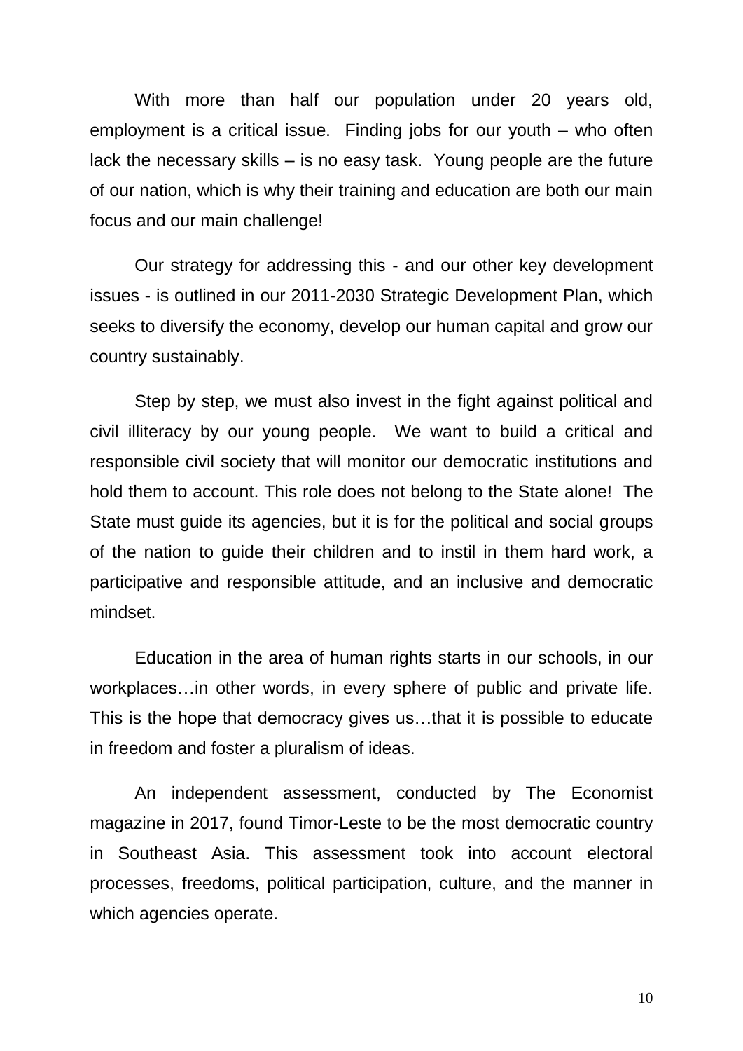With more than half our population under 20 years old, employment is a critical issue. Finding jobs for our youth – who often lack the necessary skills – is no easy task. Young people are the future of our nation, which is why their training and education are both our main focus and our main challenge!

Our strategy for addressing this - and our other key development issues - is outlined in our 2011-2030 Strategic Development Plan, which seeks to diversify the economy, develop our human capital and grow our country sustainably.

Step by step, we must also invest in the fight against political and civil illiteracy by our young people. We want to build a critical and responsible civil society that will monitor our democratic institutions and hold them to account. This role does not belong to the State alone! The State must guide its agencies, but it is for the political and social groups of the nation to guide their children and to instil in them hard work, a participative and responsible attitude, and an inclusive and democratic mindset.

Education in the area of human rights starts in our schools, in our workplaces…in other words, in every sphere of public and private life. This is the hope that democracy gives us…that it is possible to educate in freedom and foster a pluralism of ideas.

An independent assessment, conducted by The Economist magazine in 2017, found Timor-Leste to be the most democratic country in Southeast Asia. This assessment took into account electoral processes, freedoms, political participation, culture, and the manner in which agencies operate.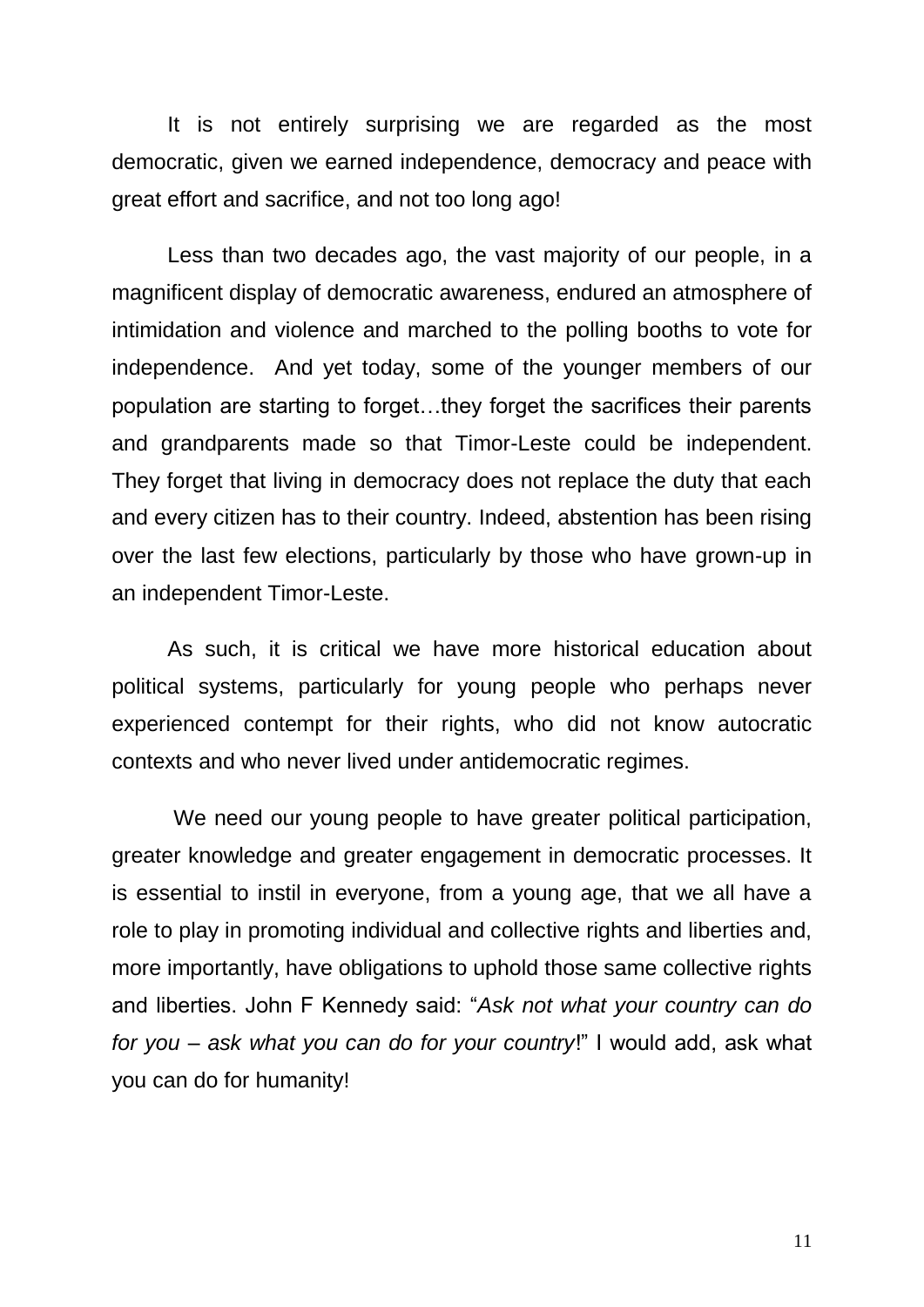It is not entirely surprising we are regarded as the most democratic, given we earned independence, democracy and peace with great effort and sacrifice, and not too long ago!

Less than two decades ago, the vast majority of our people, in a magnificent display of democratic awareness, endured an atmosphere of intimidation and violence and marched to the polling booths to vote for independence. And yet today, some of the younger members of our population are starting to forget…they forget the sacrifices their parents and grandparents made so that Timor-Leste could be independent. They forget that living in democracy does not replace the duty that each and every citizen has to their country. Indeed, abstention has been rising over the last few elections, particularly by those who have grown-up in an independent Timor-Leste.

As such, it is critical we have more historical education about political systems, particularly for young people who perhaps never experienced contempt for their rights, who did not know autocratic contexts and who never lived under antidemocratic regimes.

We need our young people to have greater political participation, greater knowledge and greater engagement in democratic processes. It is essential to instil in everyone, from a young age, that we all have a role to play in promoting individual and collective rights and liberties and, more importantly, have obligations to uphold those same collective rights and liberties. John F Kennedy said: "*Ask not what your country can do for you – ask what you can do for your country*!" I would add, ask what you can do for humanity!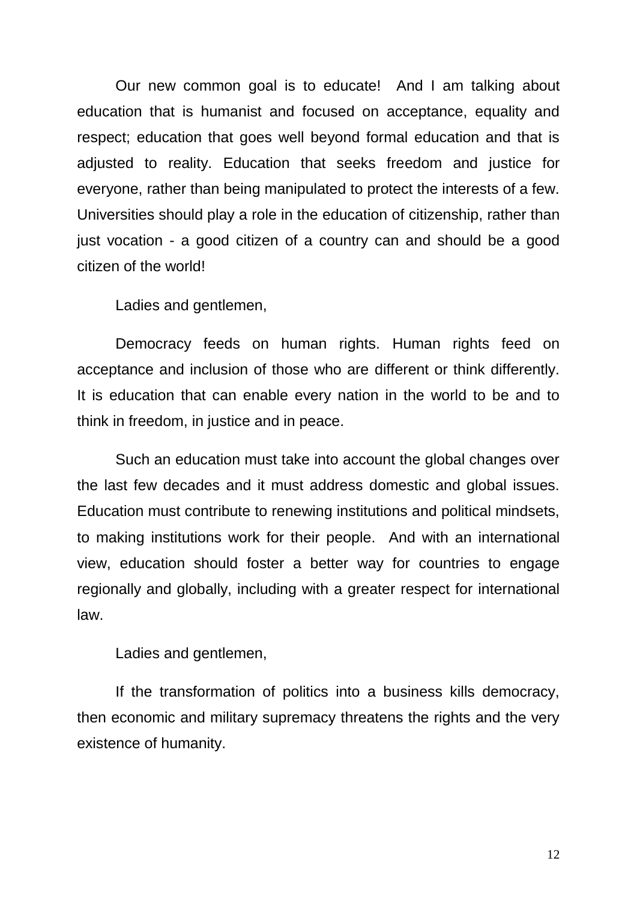Our new common goal is to educate! And I am talking about education that is humanist and focused on acceptance, equality and respect; education that goes well beyond formal education and that is adjusted to reality. Education that seeks freedom and justice for everyone, rather than being manipulated to protect the interests of a few. Universities should play a role in the education of citizenship, rather than just vocation - a good citizen of a country can and should be a good citizen of the world!

Ladies and gentlemen,

Democracy feeds on human rights. Human rights feed on acceptance and inclusion of those who are different or think differently. It is education that can enable every nation in the world to be and to think in freedom, in justice and in peace.

Such an education must take into account the global changes over the last few decades and it must address domestic and global issues. Education must contribute to renewing institutions and political mindsets, to making institutions work for their people. And with an international view, education should foster a better way for countries to engage regionally and globally, including with a greater respect for international law.

Ladies and gentlemen,

If the transformation of politics into a business kills democracy, then economic and military supremacy threatens the rights and the very existence of humanity.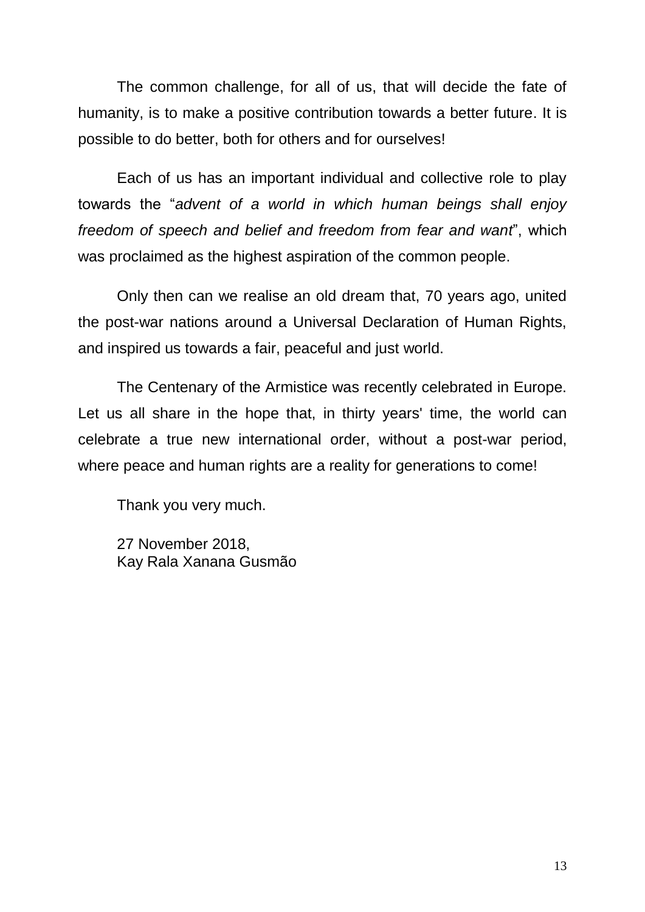The common challenge, for all of us, that will decide the fate of humanity, is to make a positive contribution towards a better future. It is possible to do better, both for others and for ourselves!

Each of us has an important individual and collective role to play towards the "*advent of a world in which human beings shall enjoy freedom of speech and belief and freedom from fear and want*", which was proclaimed as the highest aspiration of the common people.

Only then can we realise an old dream that, 70 years ago, united the post-war nations around a Universal Declaration of Human Rights, and inspired us towards a fair, peaceful and just world.

The Centenary of the Armistice was recently celebrated in Europe. Let us all share in the hope that, in thirty years' time, the world can celebrate a true new international order, without a post-war period, where peace and human rights are a reality for generations to come!

Thank you very much.

27 November 2018,
Kay Rala Xanana Gusmão